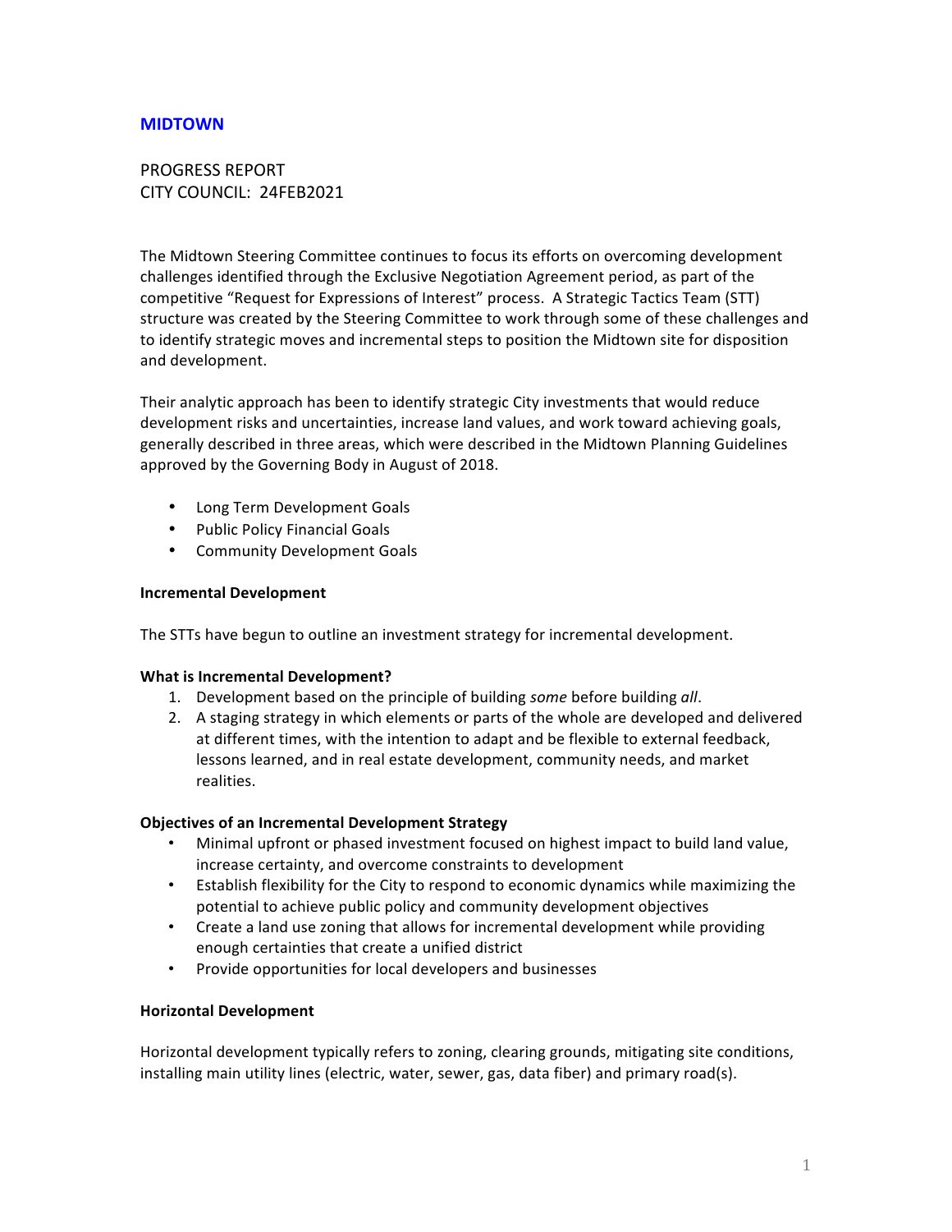# MIDTOWN

PROGRESS REPORT
CITY COUNCIL: 24FEB2021

The Midtown Steering Committee continues to focus its efforts on overcoming development challenges identified through the Exclusive Negotiation Agreement period, as part of the competitive "Request for Expressions of Interest" process. A Strategic Tactics Team (STT) structure was created by the Steering Committee to work through some of these challenges and to identify strategic moves and incremental steps to position the Midtown site for disposition and development.

Their analytic approach has been to identify strategic City investments that would reduce development risks and uncertainties, increase land values, and work toward achieving goals, generally described in three areas, which were described in the Midtown Planning Guidelines approved by the Governing Body in August of 2018.

- Long Term Development Goals
- Public Policy Financial Goals
- Community Development Goals

**Incremental Development**

The STTs have begun to outline an investment strategy for incremental development.

**What is Incremental Development?**

1. Development based on the principle of building *some* before building *all*.
2. A staging strategy in which elements or parts of the whole are developed and delivered at different times, with the intention to adapt and be flexible to external feedback, lessons learned, and in real estate development, community needs, and market realities.

**Objectives of an Incremental Development Strategy**

- Minimal upfront or phased investment focused on highest impact to build land value, increase certainty, and overcome constraints to development
- Establish flexibility for the City to respond to economic dynamics while maximizing the potential to achieve public policy and community development objectives
- Create a land use zoning that allows for incremental development while providing enough certainties that create a unified district
- Provide opportunities for local developers and businesses

**Horizontal Development**

Horizontal development typically refers to zoning, clearing grounds, mitigating site conditions, installing main utility lines (electric, water, sewer, gas, data fiber) and primary road(s).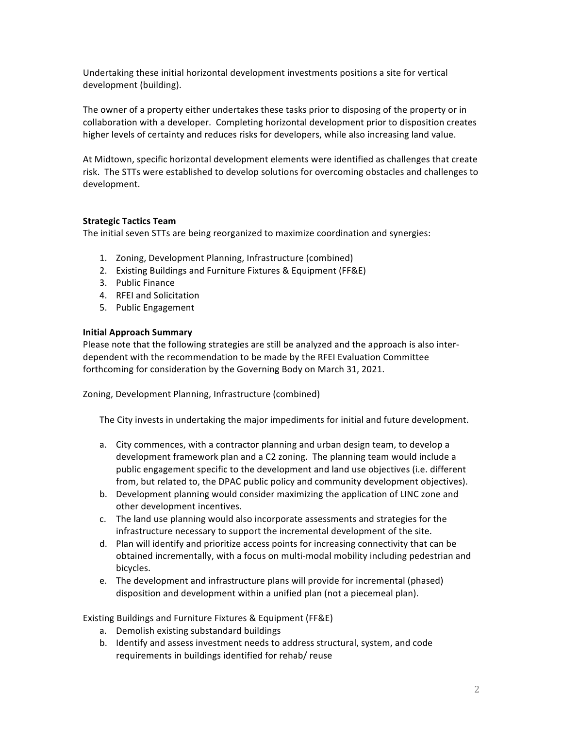Undertaking these initial horizontal development investments positions a site for vertical development (building).

The owner of a property either undertakes these tasks prior to disposing of the property or in collaboration with a developer. Completing horizontal development prior to disposition creates higher levels of certainty and reduces risks for developers, while also increasing land value.

At Midtown, specific horizontal development elements were identified as challenges that create risk. The STTs were established to develop solutions for overcoming obstacles and challenges to development.

**Strategic Tactics Team**

The initial seven STTs are being reorganized to maximize coordination and synergies:

1. Zoning, Development Planning, Infrastructure (combined)
2. Existing Buildings and Furniture Fixtures & Equipment (FF&E)
3. Public Finance
4. RFEI and Solicitation
5. Public Engagement

**Initial Approach Summary**

Please note that the following strategies are still be analyzed and the approach is also inter-dependent with the recommendation to be made by the RFEI Evaluation Committee forthcoming for consideration by the Governing Body on March 31, 2021.

Zoning, Development Planning, Infrastructure (combined)

The City invests in undertaking the major impediments for initial and future development.

a. City commences, with a contractor planning and urban design team, to develop a development framework plan and a C2 zoning. The planning team would include a public engagement specific to the development and land use objectives (i.e. different from, but related to, the DPAC public policy and community development objectives).
b. Development planning would consider maximizing the application of LINC zone and other development incentives.
c. The land use planning would also incorporate assessments and strategies for the infrastructure necessary to support the incremental development of the site.
d. Plan will identify and prioritize access points for increasing connectivity that can be obtained incrementally, with a focus on multi-modal mobility including pedestrian and bicycles.
e. The development and infrastructure plans will provide for incremental (phased) disposition and development within a unified plan (not a piecemeal plan).

Existing Buildings and Furniture Fixtures & Equipment (FF&E)

a. Demolish existing substandard buildings
b. Identify and assess investment needs to address structural, system, and code requirements in buildings identified for rehab/ reuse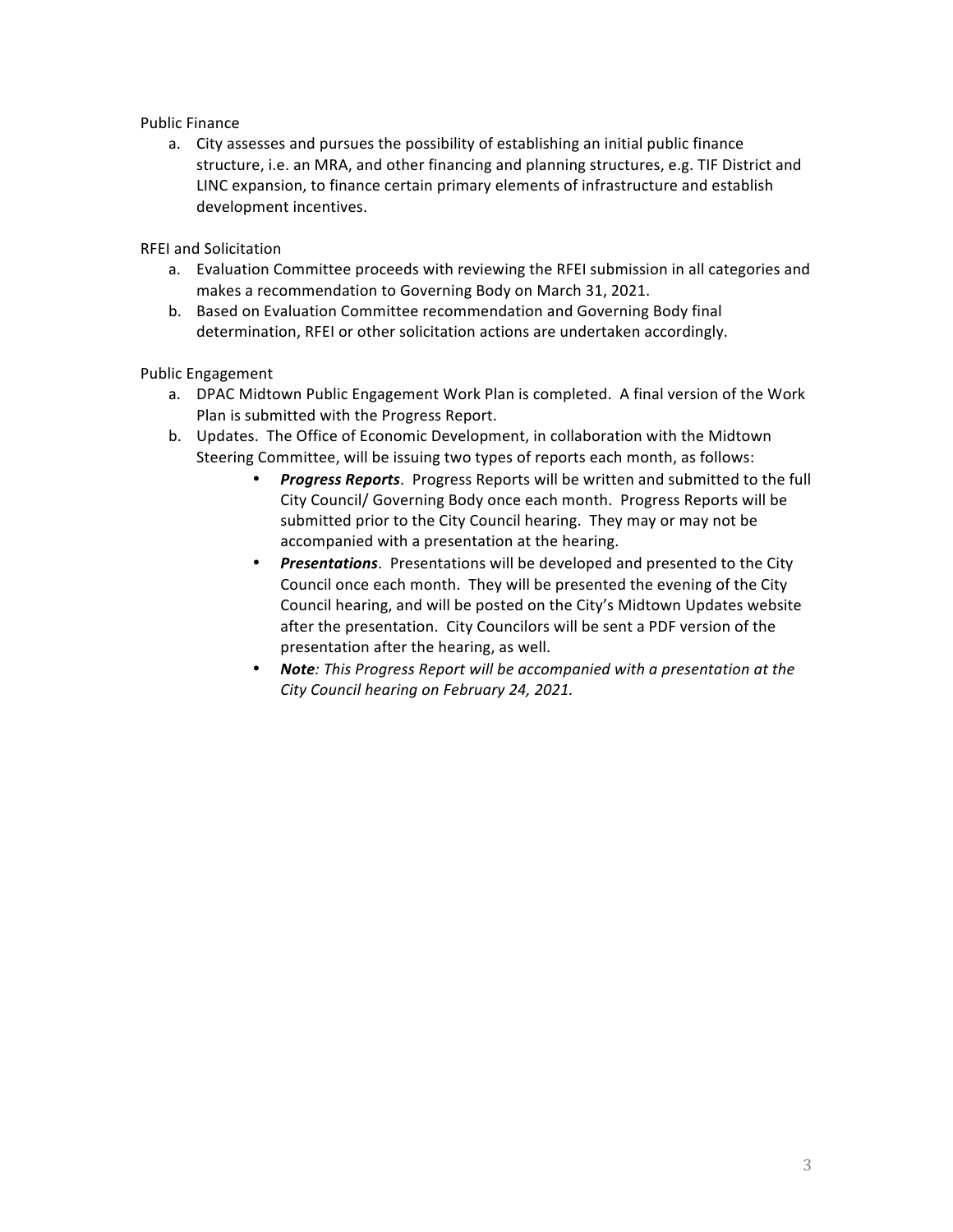Public Finance

a. City assesses and pursues the possibility of establishing an initial public finance structure, i.e. an MRA, and other financing and planning structures, e.g. TIF District and LINC expansion, to finance certain primary elements of infrastructure and establish development incentives.

RFEI and Solicitation

a. Evaluation Committee proceeds with reviewing the RFEI submission in all categories and makes a recommendation to Governing Body on March 31, 2021.
b. Based on Evaluation Committee recommendation and Governing Body final determination, RFEI or other solicitation actions are undertaken accordingly.

Public Engagement

a. DPAC Midtown Public Engagement Work Plan is completed. A final version of the Work Plan is submitted with the Progress Report.
b. Updates. The Office of Economic Development, in collaboration with the Midtown Steering Committee, will be issuing two types of reports each month, as follows:
    - ***Progress Reports***. Progress Reports will be written and submitted to the full City Council/ Governing Body once each month. Progress Reports will be submitted prior to the City Council hearing. They may or may not be accompanied with a presentation at the hearing.
    - ***Presentations***. Presentations will be developed and presented to the City Council once each month. They will be presented the evening of the City Council hearing, and will be posted on the City's Midtown Updates website after the presentation. City Councilors will be sent a PDF version of the presentation after the hearing, as well.
    - ***Note****: This Progress Report will be accompanied with a presentation at the City Council hearing on February 24, 2021.*